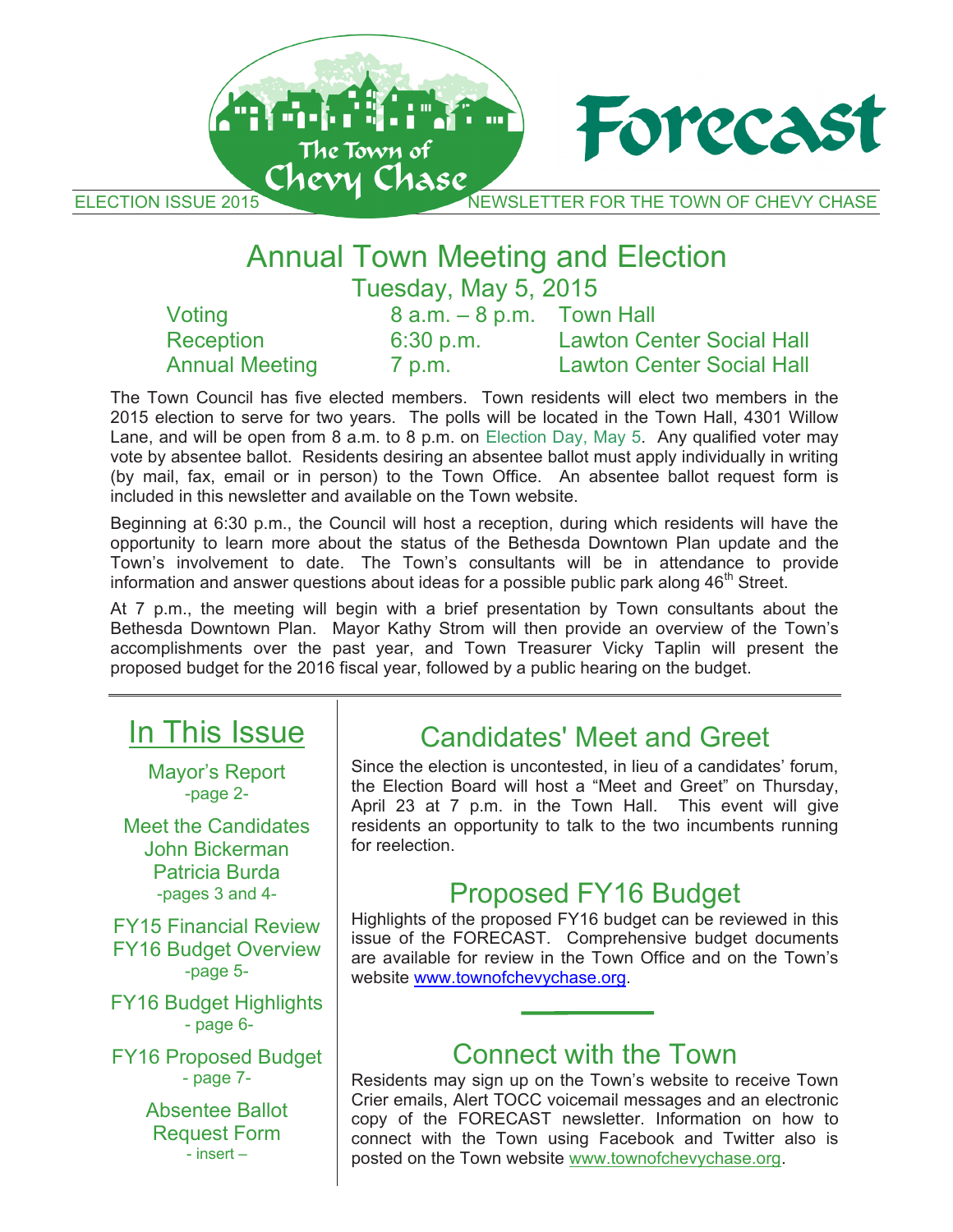# Forecast

The Town of Chevy Chase

ELECTION ISSUE 2015 — NEWSLETTER FOR THE TOWN OF CHEVY CHASE

## Annual Town Meeting and Election

### Tuesday, May 5, 2015

| | | |
|---|---|---|
| Voting | 8 a.m. – 8 p.m. | Town Hall |
| Reception | 6:30 p.m. | Lawton Center Social Hall |
| Annual Meeting | 7 p.m. | Lawton Center Social Hall |

The Town Council has five elected members. Town residents will elect two members in the 2015 election to serve for two years. The polls will be located in the Town Hall, 4301 Willow Lane, and will be open from 8 a.m. to 8 p.m. on Election Day, May 5. Any qualified voter may vote by absentee ballot. Residents desiring an absentee ballot must apply individually in writing (by mail, fax, email or in person) to the Town Office. An absentee ballot request form is included in this newsletter and available on the Town website.

Beginning at 6:30 p.m., the Council will host a reception, during which residents will have the opportunity to learn more about the status of the Bethesda Downtown Plan update and the Town's involvement to date. The Town's consultants will be in attendance to provide information and answer questions about ideas for a possible public park along 46th Street.

At 7 p.m., the meeting will begin with a brief presentation by Town consultants about the Bethesda Downtown Plan. Mayor Kathy Strom will then provide an overview of the Town's accomplishments over the past year, and Town Treasurer Vicky Taplin will present the proposed budget for the 2016 fiscal year, followed by a public hearing on the budget.

## In This Issue

Mayor's Report
-page 2-

Meet the Candidates
John Bickerman
Patricia Burda
-pages 3 and 4-

FY15 Financial Review
FY16 Budget Overview
-page 5-

FY16 Budget Highlights
- page 6-

FY16 Proposed Budget
- page 7-

Absentee Ballot Request Form
- insert –

## Candidates' Meet and Greet

Since the election is uncontested, in lieu of a candidates' forum, the Election Board will host a "Meet and Greet" on Thursday, April 23 at 7 p.m. in the Town Hall. This event will give residents an opportunity to talk to the two incumbents running for reelection.

## Proposed FY16 Budget

Highlights of the proposed FY16 budget can be reviewed in this issue of the FORECAST. Comprehensive budget documents are available for review in the Town Office and on the Town's website www.townofchevychase.org.

## Connect with the Town

Residents may sign up on the Town's website to receive Town Crier emails, Alert TOCC voicemail messages and an electronic copy of the FORECAST newsletter. Information on how to connect with the Town using Facebook and Twitter also is posted on the Town website www.townofchevychase.org.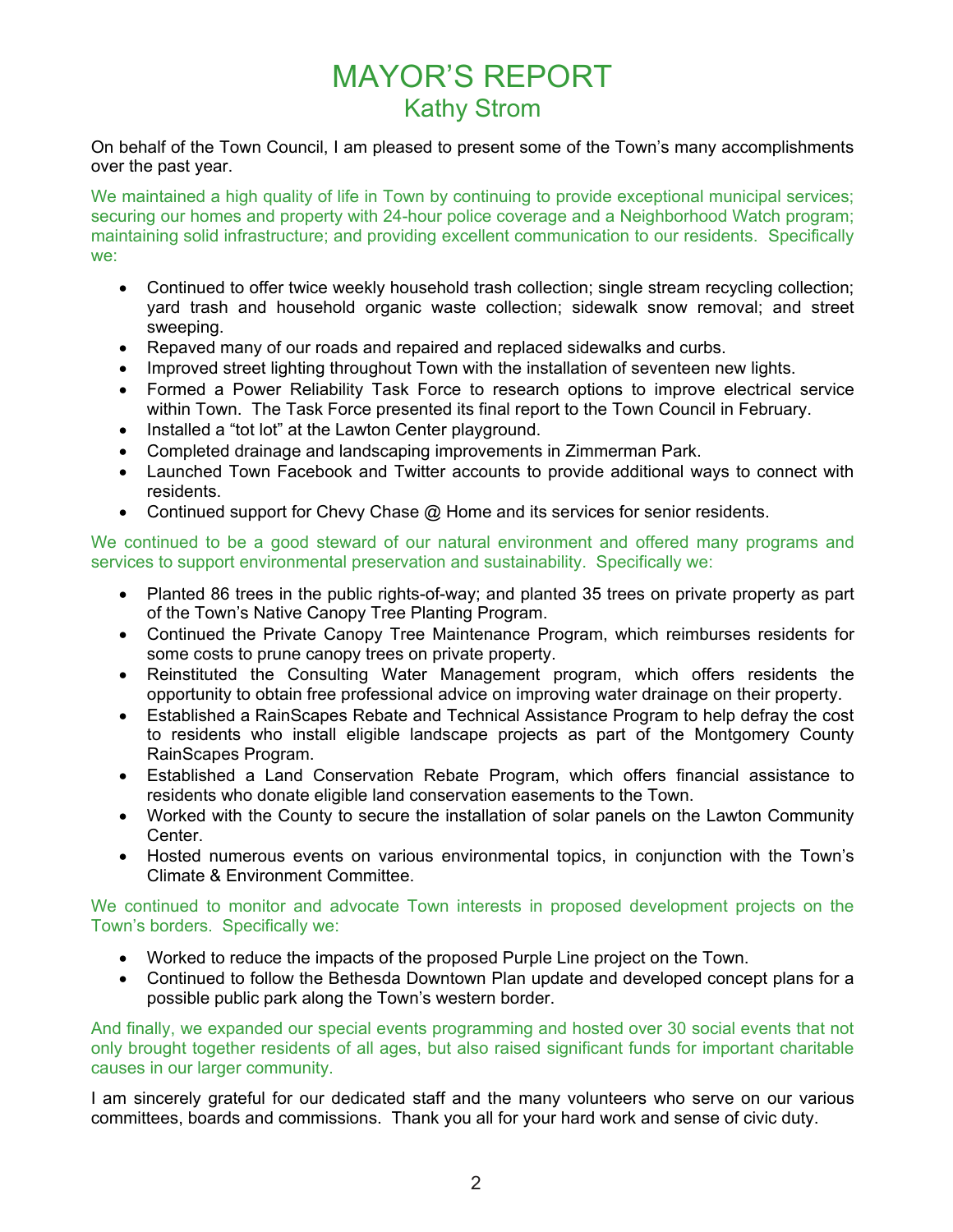# MAYOR'S REPORT
## Kathy Strom

On behalf of the Town Council, I am pleased to present some of the Town's many accomplishments over the past year.

We maintained a high quality of life in Town by continuing to provide exceptional municipal services; securing our homes and property with 24-hour police coverage and a Neighborhood Watch program; maintaining solid infrastructure; and providing excellent communication to our residents. Specifically we:

- Continued to offer twice weekly household trash collection; single stream recycling collection; yard trash and household organic waste collection; sidewalk snow removal; and street sweeping.
- Repaved many of our roads and repaired and replaced sidewalks and curbs.
- Improved street lighting throughout Town with the installation of seventeen new lights.
- Formed a Power Reliability Task Force to research options to improve electrical service within Town. The Task Force presented its final report to the Town Council in February.
- Installed a "tot lot" at the Lawton Center playground.
- Completed drainage and landscaping improvements in Zimmerman Park.
- Launched Town Facebook and Twitter accounts to provide additional ways to connect with residents.
- Continued support for Chevy Chase @ Home and its services for senior residents.

We continued to be a good steward of our natural environment and offered many programs and services to support environmental preservation and sustainability. Specifically we:

- Planted 86 trees in the public rights-of-way; and planted 35 trees on private property as part of the Town's Native Canopy Tree Planting Program.
- Continued the Private Canopy Tree Maintenance Program, which reimburses residents for some costs to prune canopy trees on private property.
- Reinstituted the Consulting Water Management program, which offers residents the opportunity to obtain free professional advice on improving water drainage on their property.
- Established a RainScapes Rebate and Technical Assistance Program to help defray the cost to residents who install eligible landscape projects as part of the Montgomery County RainScapes Program.
- Established a Land Conservation Rebate Program, which offers financial assistance to residents who donate eligible land conservation easements to the Town.
- Worked with the County to secure the installation of solar panels on the Lawton Community Center.
- Hosted numerous events on various environmental topics, in conjunction with the Town's Climate & Environment Committee.

We continued to monitor and advocate Town interests in proposed development projects on the Town's borders. Specifically we:

- Worked to reduce the impacts of the proposed Purple Line project on the Town.
- Continued to follow the Bethesda Downtown Plan update and developed concept plans for a possible public park along the Town's western border.

And finally, we expanded our special events programming and hosted over 30 social events that not only brought together residents of all ages, but also raised significant funds for important charitable causes in our larger community.

I am sincerely grateful for our dedicated staff and the many volunteers who serve on our various committees, boards and commissions. Thank you all for your hard work and sense of civic duty.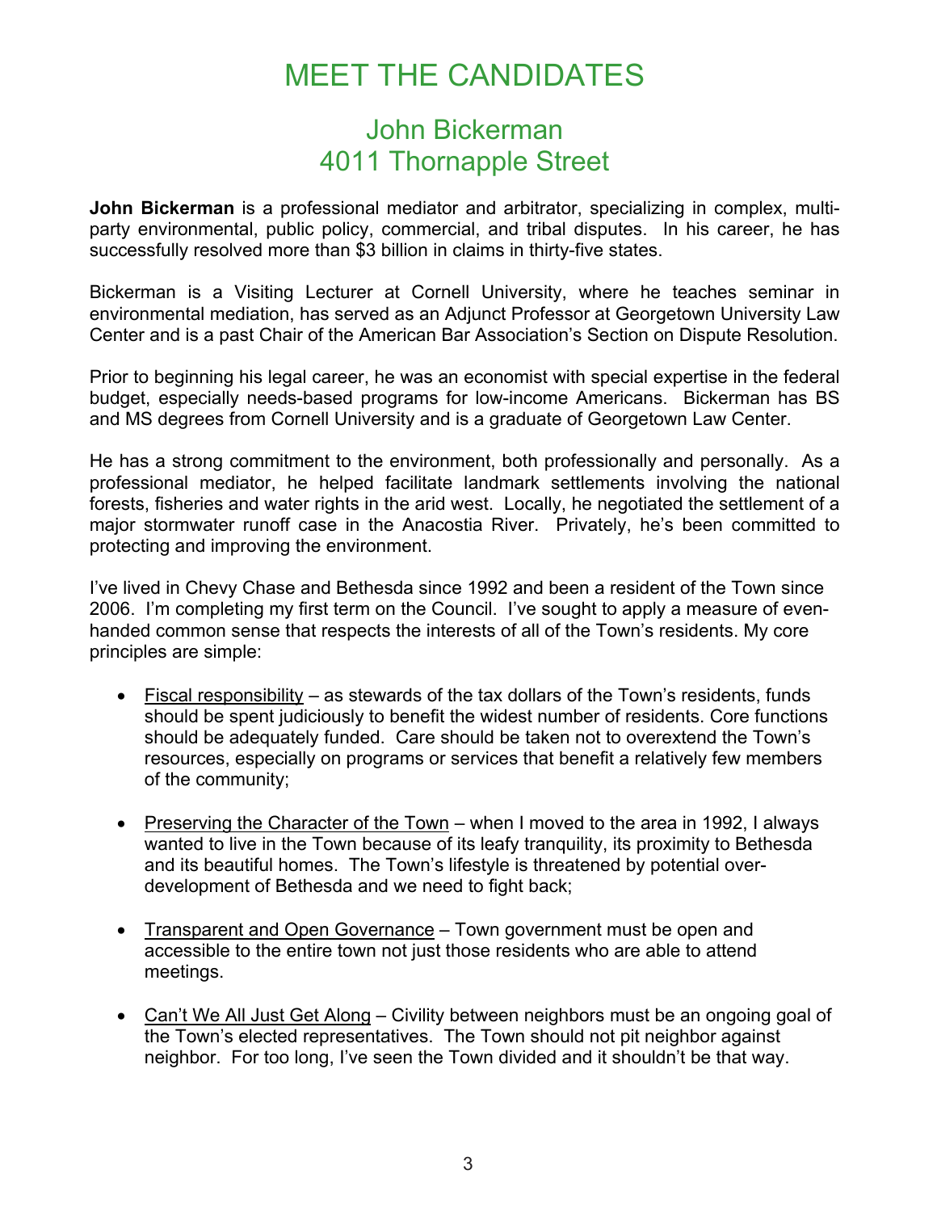# MEET THE CANDIDATES

## John Bickerman
## 4011 Thornapple Street

**John Bickerman** is a professional mediator and arbitrator, specializing in complex, multi-party environmental, public policy, commercial, and tribal disputes. In his career, he has successfully resolved more than $3 billion in claims in thirty-five states.

Bickerman is a Visiting Lecturer at Cornell University, where he teaches seminar in environmental mediation, has served as an Adjunct Professor at Georgetown University Law Center and is a past Chair of the American Bar Association's Section on Dispute Resolution.

Prior to beginning his legal career, he was an economist with special expertise in the federal budget, especially needs-based programs for low-income Americans. Bickerman has BS and MS degrees from Cornell University and is a graduate of Georgetown Law Center.

He has a strong commitment to the environment, both professionally and personally. As a professional mediator, he helped facilitate landmark settlements involving the national forests, fisheries and water rights in the arid west. Locally, he negotiated the settlement of a major stormwater runoff case in the Anacostia River. Privately, he's been committed to protecting and improving the environment.

I've lived in Chevy Chase and Bethesda since 1992 and been a resident of the Town since 2006. I'm completing my first term on the Council. I've sought to apply a measure of even-handed common sense that respects the interests of all of the Town's residents. My core principles are simple:

- <u>Fiscal responsibility</u> – as stewards of the tax dollars of the Town's residents, funds should be spent judiciously to benefit the widest number of residents. Core functions should be adequately funded. Care should be taken not to overextend the Town's resources, especially on programs or services that benefit a relatively few members of the community;

- <u>Preserving the Character of the Town</u> – when I moved to the area in 1992, I always wanted to live in the Town because of its leafy tranquility, its proximity to Bethesda and its beautiful homes. The Town's lifestyle is threatened by potential over-development of Bethesda and we need to fight back;

- <u>Transparent and Open Governance</u> – Town government must be open and accessible to the entire town not just those residents who are able to attend meetings.

- <u>Can't We All Just Get Along</u> – Civility between neighbors must be an ongoing goal of the Town's elected representatives. The Town should not pit neighbor against neighbor. For too long, I've seen the Town divided and it shouldn't be that way.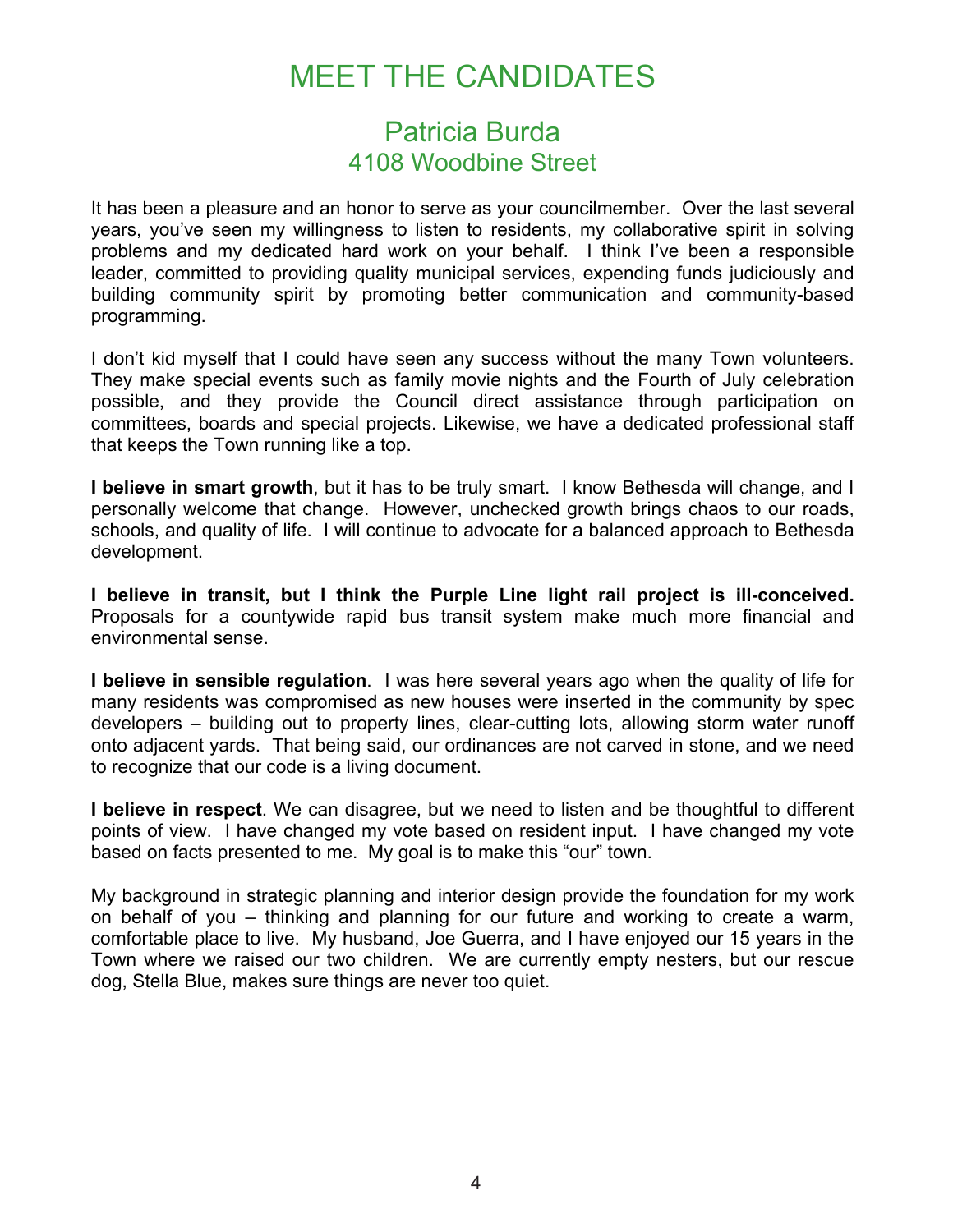# MEET THE CANDIDATES

## Patricia Burda
### 4108 Woodbine Street

It has been a pleasure and an honor to serve as your councilmember. Over the last several years, you've seen my willingness to listen to residents, my collaborative spirit in solving problems and my dedicated hard work on your behalf. I think I've been a responsible leader, committed to providing quality municipal services, expending funds judiciously and building community spirit by promoting better communication and community-based programming.

I don't kid myself that I could have seen any success without the many Town volunteers. They make special events such as family movie nights and the Fourth of July celebration possible, and they provide the Council direct assistance through participation on committees, boards and special projects. Likewise, we have a dedicated professional staff that keeps the Town running like a top.

**I believe in smart growth**, but it has to be truly smart. I know Bethesda will change, and I personally welcome that change. However, unchecked growth brings chaos to our roads, schools, and quality of life. I will continue to advocate for a balanced approach to Bethesda development.

**I believe in transit, but I think the Purple Line light rail project is ill-conceived.** Proposals for a countywide rapid bus transit system make much more financial and environmental sense.

**I believe in sensible regulation**. I was here several years ago when the quality of life for many residents was compromised as new houses were inserted in the community by spec developers – building out to property lines, clear-cutting lots, allowing storm water runoff onto adjacent yards. That being said, our ordinances are not carved in stone, and we need to recognize that our code is a living document.

**I believe in respect**. We can disagree, but we need to listen and be thoughtful to different points of view. I have changed my vote based on resident input. I have changed my vote based on facts presented to me. My goal is to make this "our" town.

My background in strategic planning and interior design provide the foundation for my work on behalf of you – thinking and planning for our future and working to create a warm, comfortable place to live. My husband, Joe Guerra, and I have enjoyed our 15 years in the Town where we raised our two children. We are currently empty nesters, but our rescue dog, Stella Blue, makes sure things are never too quiet.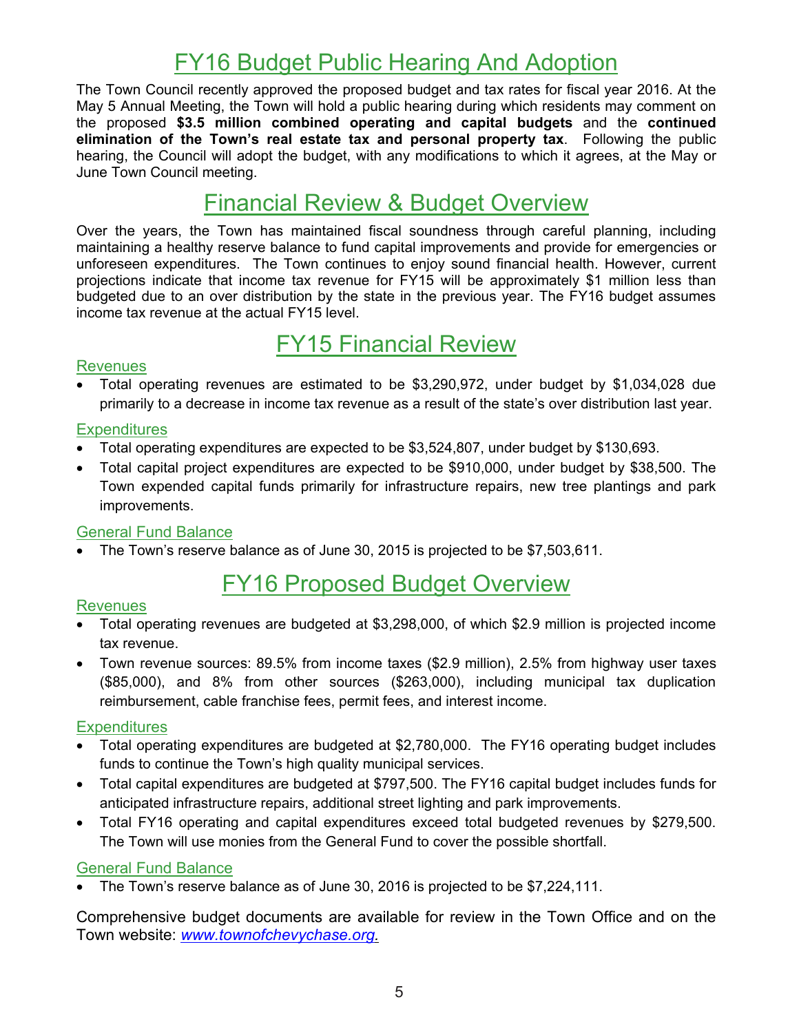# FY16 Budget Public Hearing And Adoption

The Town Council recently approved the proposed budget and tax rates for fiscal year 2016. At the May 5 Annual Meeting, the Town will hold a public hearing during which residents may comment on the proposed **$3.5 million combined operating and capital budgets** and the **continued elimination of the Town's real estate tax and personal property tax**. Following the public hearing, the Council will adopt the budget, with any modifications to which it agrees, at the May or June Town Council meeting.

# Financial Review & Budget Overview

Over the years, the Town has maintained fiscal soundness through careful planning, including maintaining a healthy reserve balance to fund capital improvements and provide for emergencies or unforeseen expenditures. The Town continues to enjoy sound financial health. However, current projections indicate that income tax revenue for FY15 will be approximately $1 million less than budgeted due to an over distribution by the state in the previous year. The FY16 budget assumes income tax revenue at the actual FY15 level.

# FY15 Financial Review

### Revenues

- Total operating revenues are estimated to be $3,290,972, under budget by $1,034,028 due primarily to a decrease in income tax revenue as a result of the state's over distribution last year.

### Expenditures

- Total operating expenditures are expected to be $3,524,807, under budget by $130,693.
- Total capital project expenditures are expected to be $910,000, under budget by $38,500. The Town expended capital funds primarily for infrastructure repairs, new tree plantings and park improvements.

### General Fund Balance

- The Town's reserve balance as of June 30, 2015 is projected to be $7,503,611.

# FY16 Proposed Budget Overview

### Revenues

- Total operating revenues are budgeted at $3,298,000, of which $2.9 million is projected income tax revenue.
- Town revenue sources: 89.5% from income taxes ($2.9 million), 2.5% from highway user taxes ($85,000), and 8% from other sources ($263,000), including municipal tax duplication reimbursement, cable franchise fees, permit fees, and interest income.

### Expenditures

- Total operating expenditures are budgeted at $2,780,000. The FY16 operating budget includes funds to continue the Town's high quality municipal services.
- Total capital expenditures are budgeted at $797,500. The FY16 capital budget includes funds for anticipated infrastructure repairs, additional street lighting and park improvements.
- Total FY16 operating and capital expenditures exceed total budgeted revenues by $279,500. The Town will use monies from the General Fund to cover the possible shortfall.

### General Fund Balance

- The Town's reserve balance as of June 30, 2016 is projected to be $7,224,111.

Comprehensive budget documents are available for review in the Town Office and on the Town website: *www.townofchevychase.org.*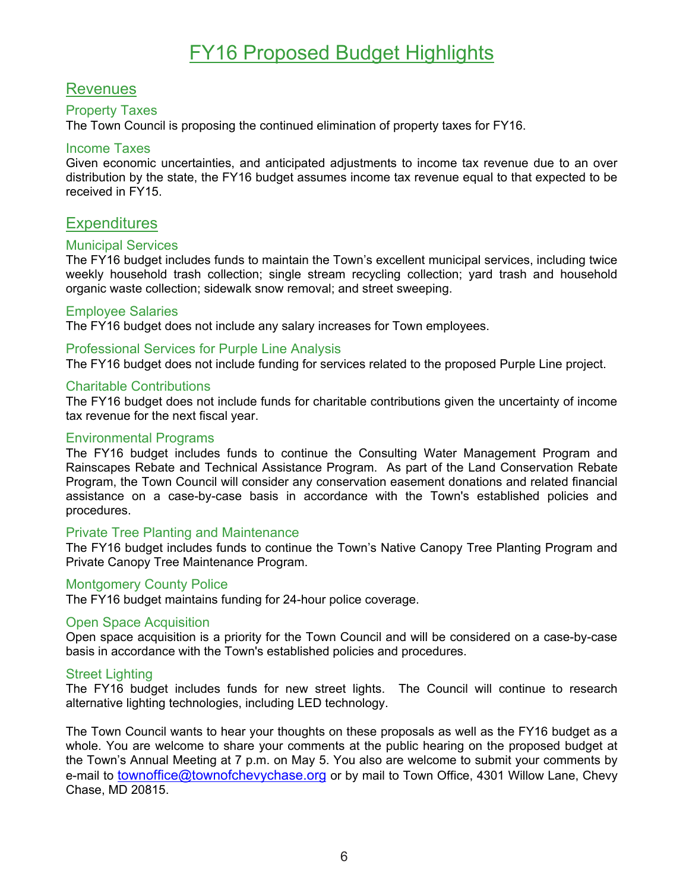# FY16 Proposed Budget Highlights

## Revenues

### Property Taxes

The Town Council is proposing the continued elimination of property taxes for FY16.

### Income Taxes

Given economic uncertainties, and anticipated adjustments to income tax revenue due to an over distribution by the state, the FY16 budget assumes income tax revenue equal to that expected to be received in FY15.

## Expenditures

### Municipal Services

The FY16 budget includes funds to maintain the Town's excellent municipal services, including twice weekly household trash collection; single stream recycling collection; yard trash and household organic waste collection; sidewalk snow removal; and street sweeping.

### Employee Salaries

The FY16 budget does not include any salary increases for Town employees.

### Professional Services for Purple Line Analysis

The FY16 budget does not include funding for services related to the proposed Purple Line project.

### Charitable Contributions

The FY16 budget does not include funds for charitable contributions given the uncertainty of income tax revenue for the next fiscal year.

### Environmental Programs

The FY16 budget includes funds to continue the Consulting Water Management Program and Rainscapes Rebate and Technical Assistance Program. As part of the Land Conservation Rebate Program, the Town Council will consider any conservation easement donations and related financial assistance on a case-by-case basis in accordance with the Town's established policies and procedures.

### Private Tree Planting and Maintenance

The FY16 budget includes funds to continue the Town's Native Canopy Tree Planting Program and Private Canopy Tree Maintenance Program.

### Montgomery County Police

The FY16 budget maintains funding for 24-hour police coverage.

### Open Space Acquisition

Open space acquisition is a priority for the Town Council and will be considered on a case-by-case basis in accordance with the Town's established policies and procedures.

### Street Lighting

The FY16 budget includes funds for new street lights. The Council will continue to research alternative lighting technologies, including LED technology.

The Town Council wants to hear your thoughts on these proposals as well as the FY16 budget as a whole. You are welcome to share your comments at the public hearing on the proposed budget at the Town's Annual Meeting at 7 p.m. on May 5. You also are welcome to submit your comments by e-mail to townoffice@townofchevychase.org or by mail to Town Office, 4301 Willow Lane, Chevy Chase, MD 20815.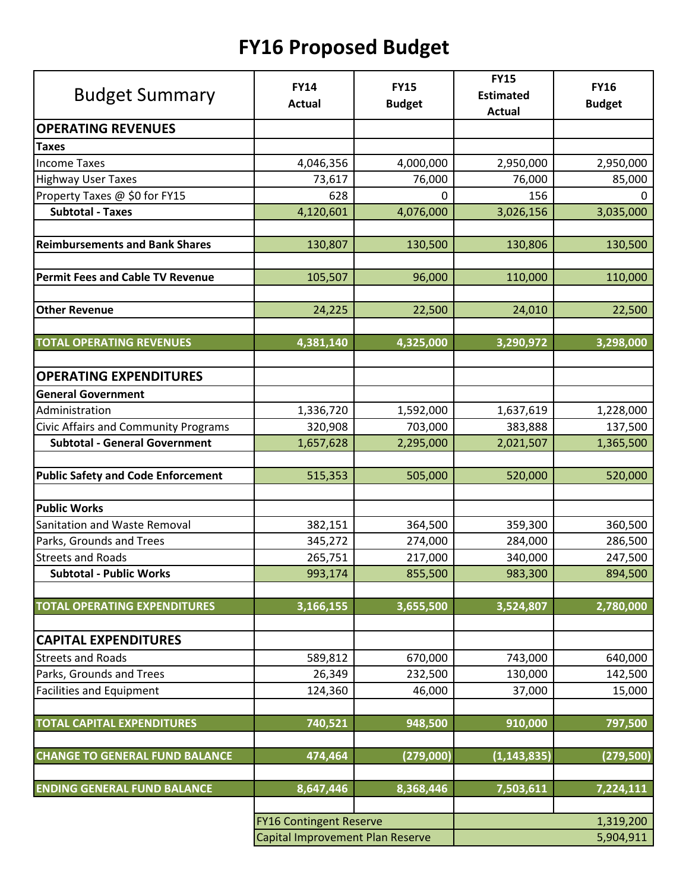# FY16 Proposed Budget

| Budget Summary | FY14 Actual | FY15 Budget | FY15 Estimated Actual | FY16 Budget |
|---|---|---|---|---|
| **OPERATING REVENUES** | | | | |
| **Taxes** | | | | |
| Income Taxes | 4,046,356 | 4,000,000 | 2,950,000 | 2,950,000 |
| Highway User Taxes | 73,617 | 76,000 | 76,000 | 85,000 |
| Property Taxes @ $0 for FY15 | 628 | 0 | 156 | 0 |
| **Subtotal - Taxes** | 4,120,601 | 4,076,000 | 3,026,156 | 3,035,000 |
| | | | | |
| **Reimbursements and Bank Shares** | 130,807 | 130,500 | 130,806 | 130,500 |
| | | | | |
| **Permit Fees and Cable TV Revenue** | 105,507 | 96,000 | 110,000 | 110,000 |
| | | | | |
| **Other Revenue** | 24,225 | 22,500 | 24,010 | 22,500 |
| | | | | |
| **TOTAL OPERATING REVENUES** | **4,381,140** | **4,325,000** | **3,290,972** | **3,298,000** |
| | | | | |
| **OPERATING EXPENDITURES** | | | | |
| **General Government** | | | | |
| Administration | 1,336,720 | 1,592,000 | 1,637,619 | 1,228,000 |
| Civic Affairs and Community Programs | 320,908 | 703,000 | 383,888 | 137,500 |
| **Subtotal - General Government** | 1,657,628 | 2,295,000 | 2,021,507 | 1,365,500 |
| | | | | |
| **Public Safety and Code Enforcement** | 515,353 | 505,000 | 520,000 | 520,000 |
| | | | | |
| **Public Works** | | | | |
| Sanitation and Waste Removal | 382,151 | 364,500 | 359,300 | 360,500 |
| Parks, Grounds and Trees | 345,272 | 274,000 | 284,000 | 286,500 |
| Streets and Roads | 265,751 | 217,000 | 340,000 | 247,500 |
| **Subtotal - Public Works** | 993,174 | 855,500 | 983,300 | 894,500 |
| | | | | |
| **TOTAL OPERATING EXPENDITURES** | **3,166,155** | **3,655,500** | **3,524,807** | **2,780,000** |
| | | | | |
| **CAPITAL EXPENDITURES** | | | | |
| Streets and Roads | 589,812 | 670,000 | 743,000 | 640,000 |
| Parks, Grounds and Trees | 26,349 | 232,500 | 130,000 | 142,500 |
| Facilities and Equipment | 124,360 | 46,000 | 37,000 | 15,000 |
| | | | | |
| **TOTAL CAPITAL EXPENDITURES** | **740,521** | **948,500** | **910,000** | **797,500** |
| | | | | |
| **CHANGE TO GENERAL FUND BALANCE** | **474,464** | **(279,000)** | **(1,143,835)** | **(279,500)** |
| | | | | |
| **ENDING GENERAL FUND BALANCE** | **8,647,446** | **8,368,446** | **7,503,611** | **7,224,111** |
| | | | | |
| | FY16 Contingent Reserve | | | 1,319,200 |
| | Capital Improvement Plan Reserve | | | 5,904,911 |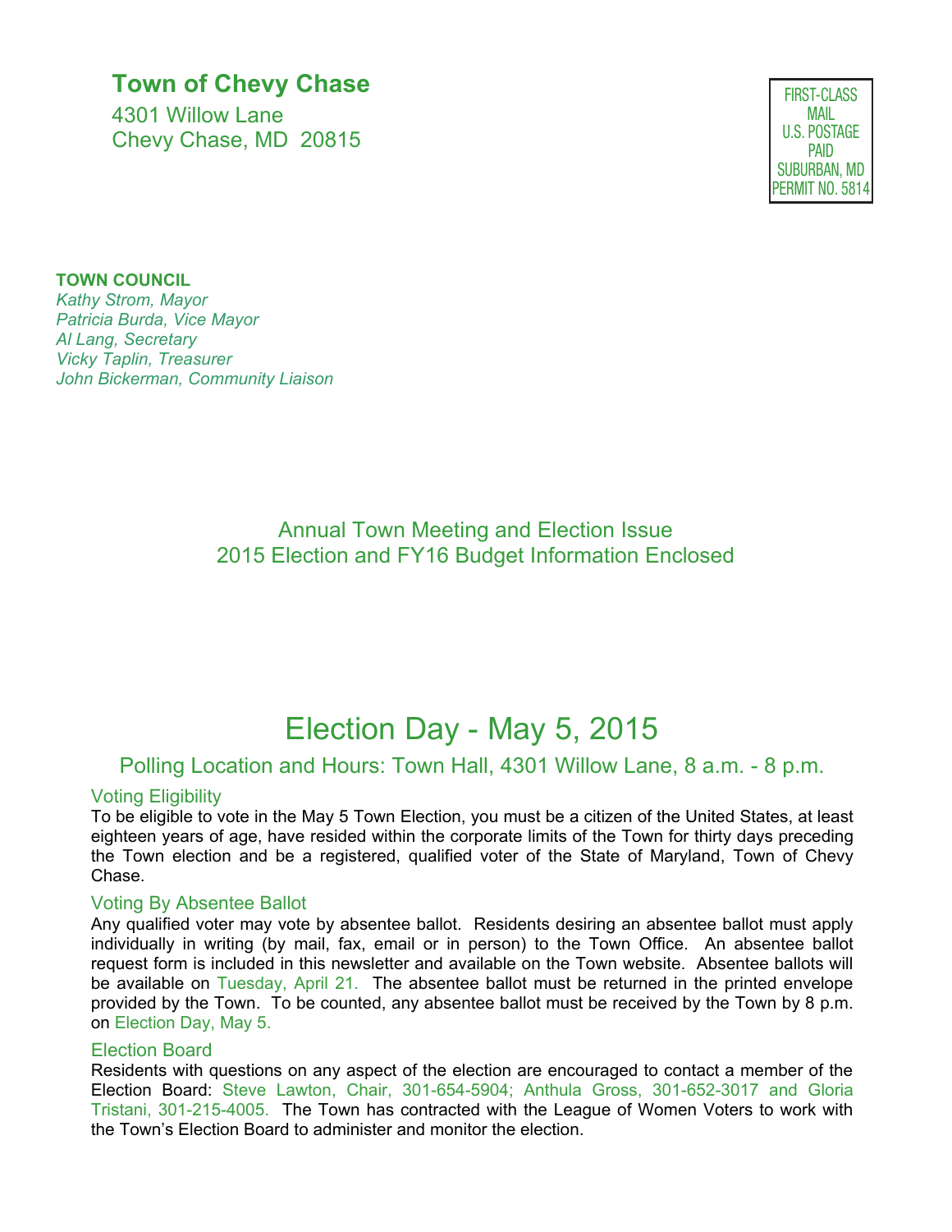**Town of Chevy Chase**

4301 Willow Lane
Chevy Chase, MD 20815

FIRST-CLASS
MAIL
U.S. POSTAGE
PAID
SUBURBAN, MD
PERMIT NO. 5814

**TOWN COUNCIL**
*Kathy Strom, Mayor*
*Patricia Burda, Vice Mayor*
*Al Lang, Secretary*
*Vicky Taplin, Treasurer*
*John Bickerman, Community Liaison*

Annual Town Meeting and Election Issue
2015 Election and FY16 Budget Information Enclosed

# Election Day - May 5, 2015

## Polling Location and Hours: Town Hall, 4301 Willow Lane, 8 a.m. - 8 p.m.

### Voting Eligibility

To be eligible to vote in the May 5 Town Election, you must be a citizen of the United States, at least eighteen years of age, have resided within the corporate limits of the Town for thirty days preceding the Town election and be a registered, qualified voter of the State of Maryland, Town of Chevy Chase.

### Voting By Absentee Ballot

Any qualified voter may vote by absentee ballot. Residents desiring an absentee ballot must apply individually in writing (by mail, fax, email or in person) to the Town Office. An absentee ballot request form is included in this newsletter and available on the Town website. Absentee ballots will be available on Tuesday, April 21. The absentee ballot must be returned in the printed envelope provided by the Town. To be counted, any absentee ballot must be received by the Town by 8 p.m. on Election Day, May 5.

### Election Board

Residents with questions on any aspect of the election are encouraged to contact a member of the Election Board: Steve Lawton, Chair, 301-654-5904; Anthula Gross, 301-652-3017 and Gloria Tristani, 301-215-4005. The Town has contracted with the League of Women Voters to work with the Town's Election Board to administer and monitor the election.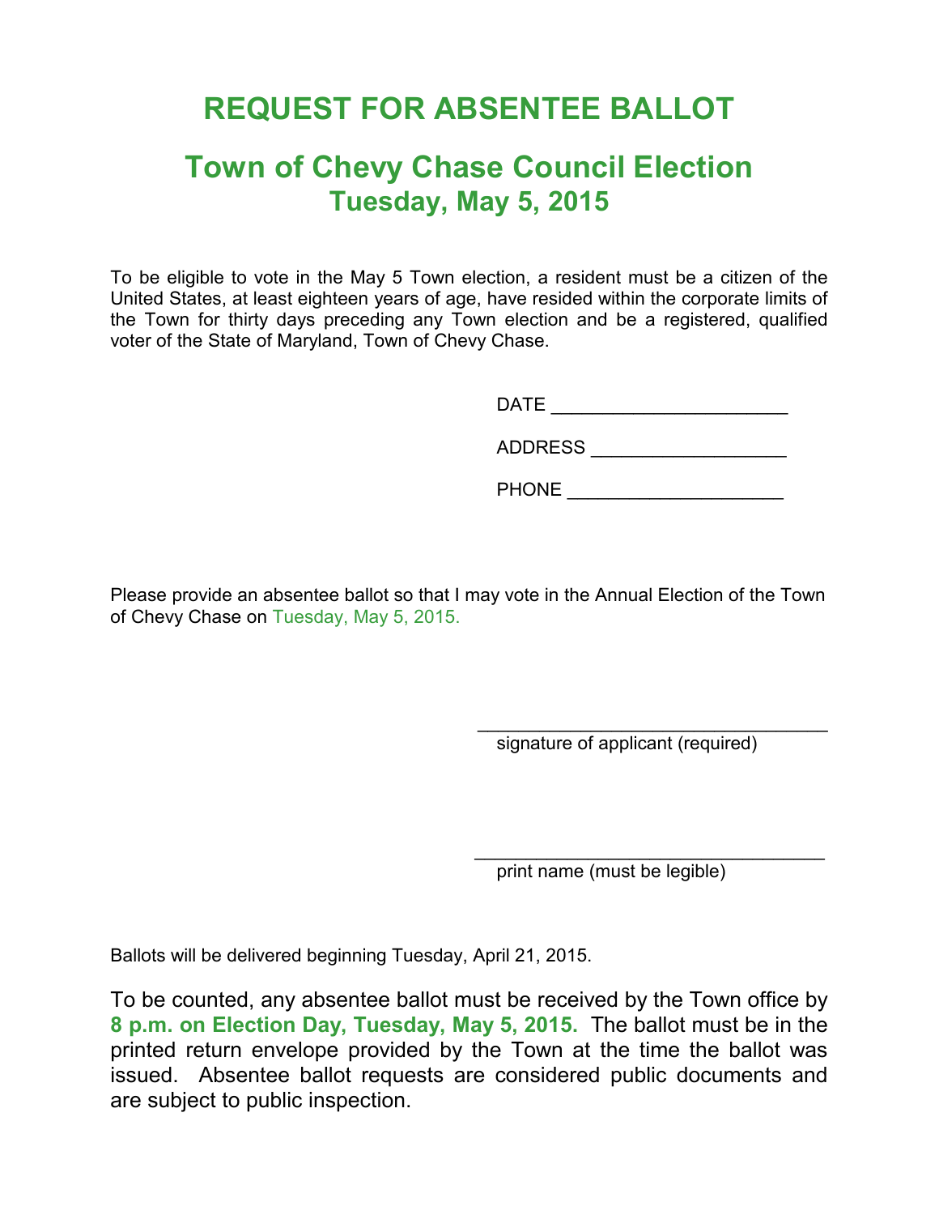# REQUEST FOR ABSENTEE BALLOT

## Town of Chevy Chase Council Election
### Tuesday, May 5, 2015

To be eligible to vote in the May 5 Town election, a resident must be a citizen of the United States, at least eighteen years of age, have resided within the corporate limits of the Town for thirty days preceding any Town election and be a registered, qualified voter of the State of Maryland, Town of Chevy Chase.

DATE ______________________

ADDRESS __________________

PHONE ____________________

Please provide an absentee ballot so that I may vote in the Annual Election of the Town of Chevy Chase on Tuesday, May 5, 2015.

_________________________________
signature of applicant (required)

_________________________________
print name (must be legible)

Ballots will be delivered beginning Tuesday, April 21, 2015.

To be counted, any absentee ballot must be received by the Town office by **8 p.m. on Election Day, Tuesday, May 5, 2015.** The ballot must be in the printed return envelope provided by the Town at the time the ballot was issued. Absentee ballot requests are considered public documents and are subject to public inspection.